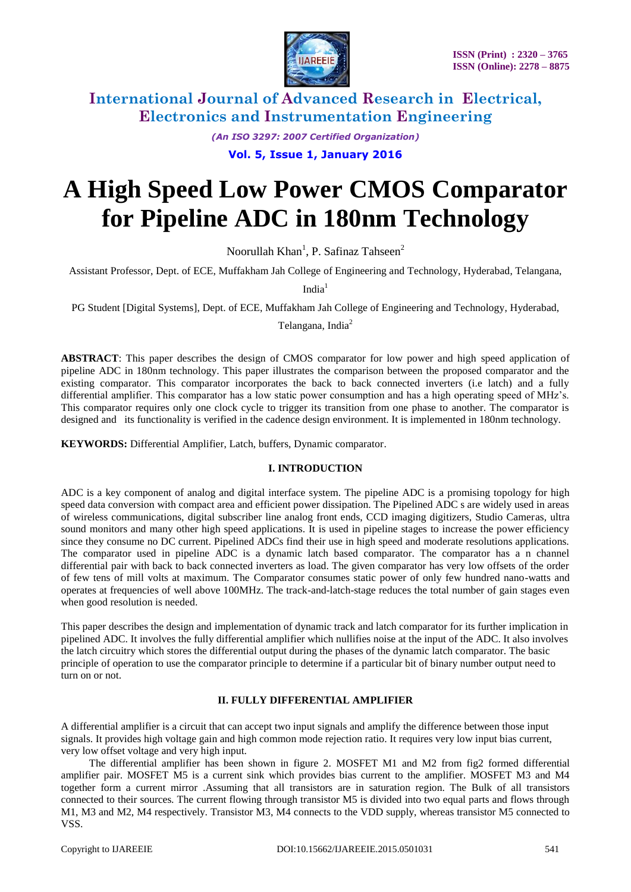# A High Speed Low Power CMOS Comparator for Pipeline ADC in 180nm Technology

Noorullah Khan[1], P. Safinaz Tahseen[2]

Assistant Professor, Dept. of ECE, Muffakham Jah College of Engineering and Technology, Hyderabad, Telangana, India[1]

PG Student [Digital Systems], Dept. of ECE, Muffakham Jah College of Engineering and Technology, Hyderabad, Telangana, India[2]

**ABSTRACT**: This paper describes the design of CMOS comparator for low power and high speed application of pipeline ADC in 180nm technology. This paper illustrates the comparison between the proposed comparator and the existing comparator. This comparator incorporates the back to back connected inverters (i.e latch) and a fully differential amplifier. This comparator has a low static power consumption and has a high operating speed of MHz's. This comparator requires only one clock cycle to trigger its transition from one phase to another. The comparator is designed and its functionality is verified in the cadence design environment. It is implemented in 180nm technology.

**KEYWORDS:** Differential Amplifier, Latch, buffers, Dynamic comparator.

## I. INTRODUCTION

ADC is a key component of analog and digital interface system. The pipeline ADC is a promising topology for high speed data conversion with compact area and efficient power dissipation. The Pipelined ADC s are widely used in areas of wireless communications, digital subscriber line analog front ends, CCD imaging digitizers, Studio Cameras, ultra sound monitors and many other high speed applications. It is used in pipeline stages to increase the power efficiency since they consume no DC current. Pipelined ADCs find their use in high speed and moderate resolutions applications. The comparator used in pipeline ADC is a dynamic latch based comparator. The comparator has a n channel differential pair with back to back connected inverters as load. The given comparator has very low offsets of the order of few tens of mill volts at maximum. The Comparator consumes static power of only few hundred nano-watts and operates at frequencies of well above 100MHz. The track-and-latch-stage reduces the total number of gain stages even when good resolution is needed.

This paper describes the design and implementation of dynamic track and latch comparator for its further implication in pipelined ADC. It involves the fully differential amplifier which nullifies noise at the input of the ADC. It also involves the latch circuitry which stores the differential output during the phases of the dynamic latch comparator. The basic principle of operation to use the comparator principle to determine if a particular bit of binary number output need to turn on or not.

## II. FULLY DIFFERENTIAL AMPLIFIER

A differential amplifier is a circuit that can accept two input signals and amplify the difference between those input signals. It provides high voltage gain and high common mode rejection ratio. It requires very low input bias current, very low offset voltage and very high input.

The differential amplifier has been shown in figure 2. MOSFET M1 and M2 from fig2 formed differential amplifier pair. MOSFET M5 is a current sink which provides bias current to the amplifier. MOSFET M3 and M4 together form a current mirror .Assuming that all transistors are in saturation region. The Bulk of all transistors connected to their sources. The current flowing through transistor M5 is divided into two equal parts and flows through M1, M3 and M2, M4 respectively. Transistor M3, M4 connects to the VDD supply, whereas transistor M5 connected to VSS.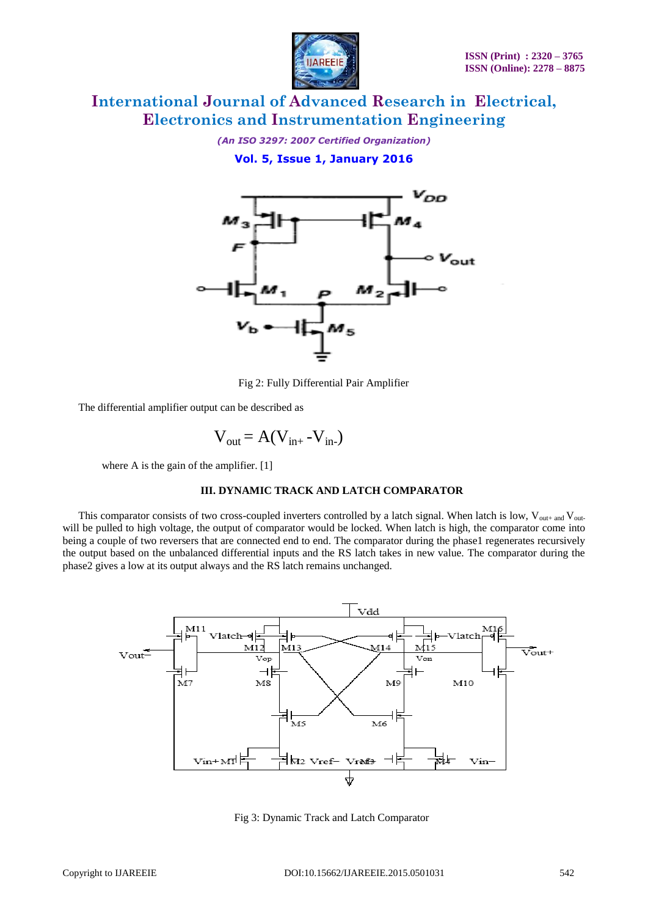Fig 2: Fully Differential Pair Amplifier

The differential amplifier output can be described as

$$V_{out} = A(V_{in+} - V_{in-})$$

where A is the gain of the amplifier. [1]

### III. DYNAMIC TRACK AND LATCH COMPARATOR

This comparator consists of two cross-coupled inverters controlled by a latch signal. When latch is low, $V_{out+}$ and $V_{out-}$ will be pulled to high voltage, the output of comparator would be locked. When latch is high, the comparator come into being a couple of two reversers that are connected end to end. The comparator during the phase1 regenerates recursively the output based on the unbalanced differential inputs and the RS latch takes in new value. The comparator during the phase2 gives a low at its output always and the RS latch remains unchanged.

Fig 3: Dynamic Track and Latch Comparator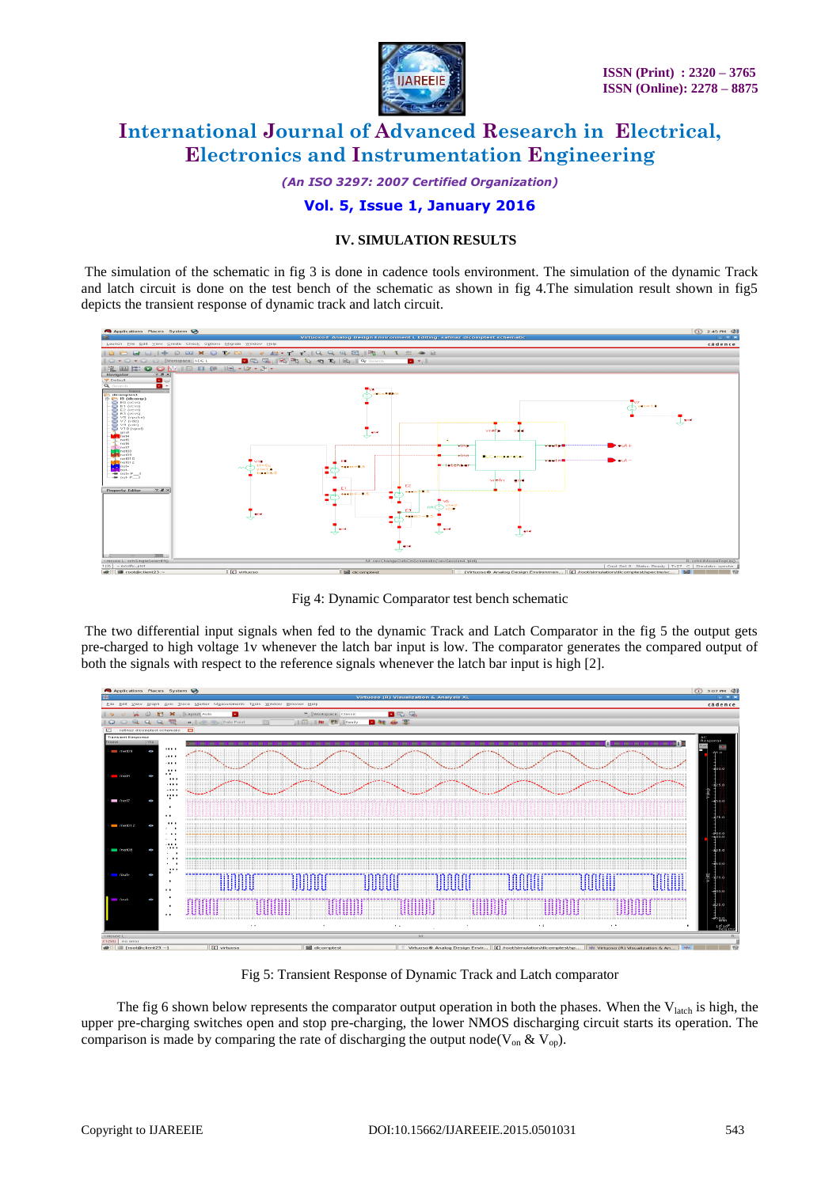## IV. SIMULATION RESULTS

The simulation of the schematic in fig 3 is done in cadence tools environment. The simulation of the dynamic Track and latch circuit is done on the test bench of the schematic as shown in fig 4.The simulation result shown in fig5 depicts the transient response of dynamic track and latch circuit.

Fig 4: Dynamic Comparator test bench schematic

The two differential input signals when fed to the dynamic Track and Latch Comparator in the fig 5 the output gets pre-charged to high voltage 1v whenever the latch bar input is low. The comparator generates the compared output of both the signals with respect to the reference signals whenever the latch bar input is high [2].

Fig 5: Transient Response of Dynamic Track and Latch comparator

The fig 6 shown below represents the comparator output operation in both the phases. When the $V_{latch}$ is high, the upper pre-charging switches open and stop pre-charging, the lower NMOS discharging circuit starts its operation. The comparison is made by comparing the rate of discharging the output node($V_{on}$ & $V_{op}$).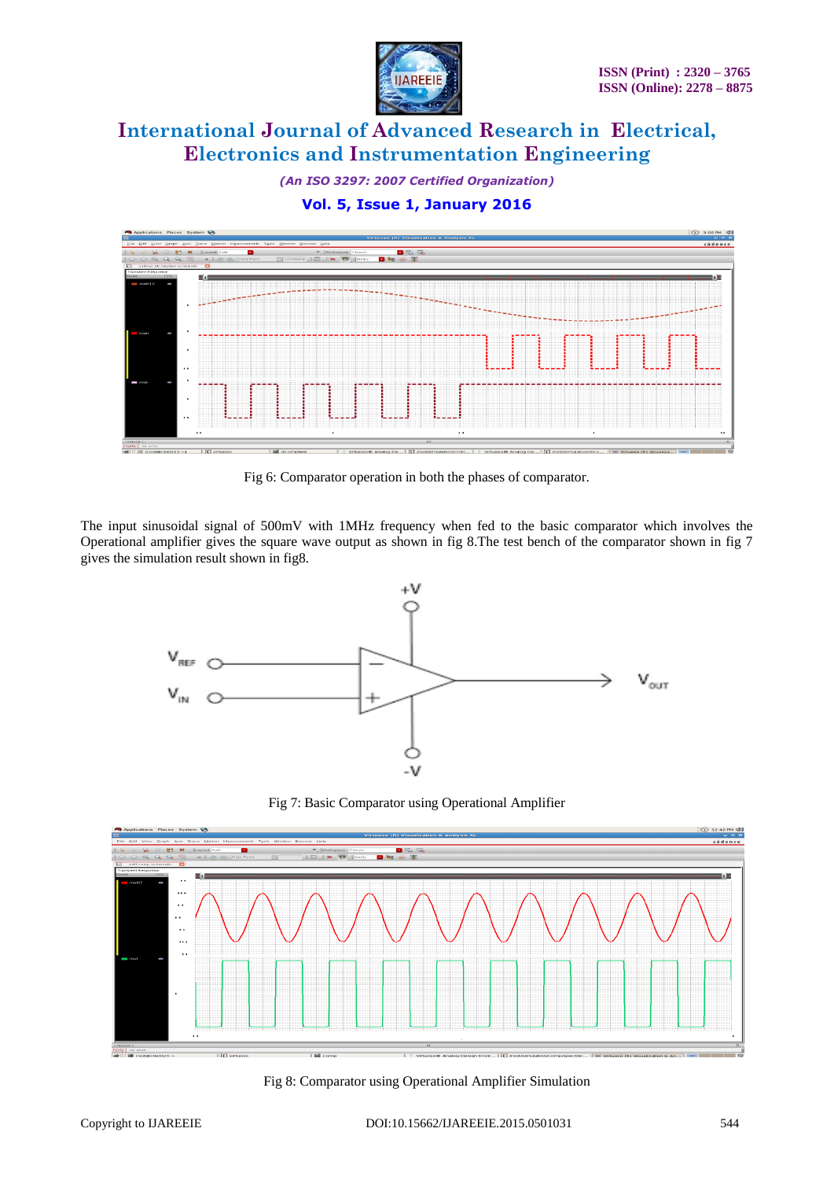Fig 6: Comparator operation in both the phases of comparator.

The input sinusoidal signal of 500mV with 1MHz frequency when fed to the basic comparator which involves the Operational amplifier gives the square wave output as shown in fig 8.The test bench of the comparator shown in fig 7 gives the simulation result shown in fig8.

Fig 7: Basic Comparator using Operational Amplifier

Fig 8: Comparator using Operational Amplifier Simulation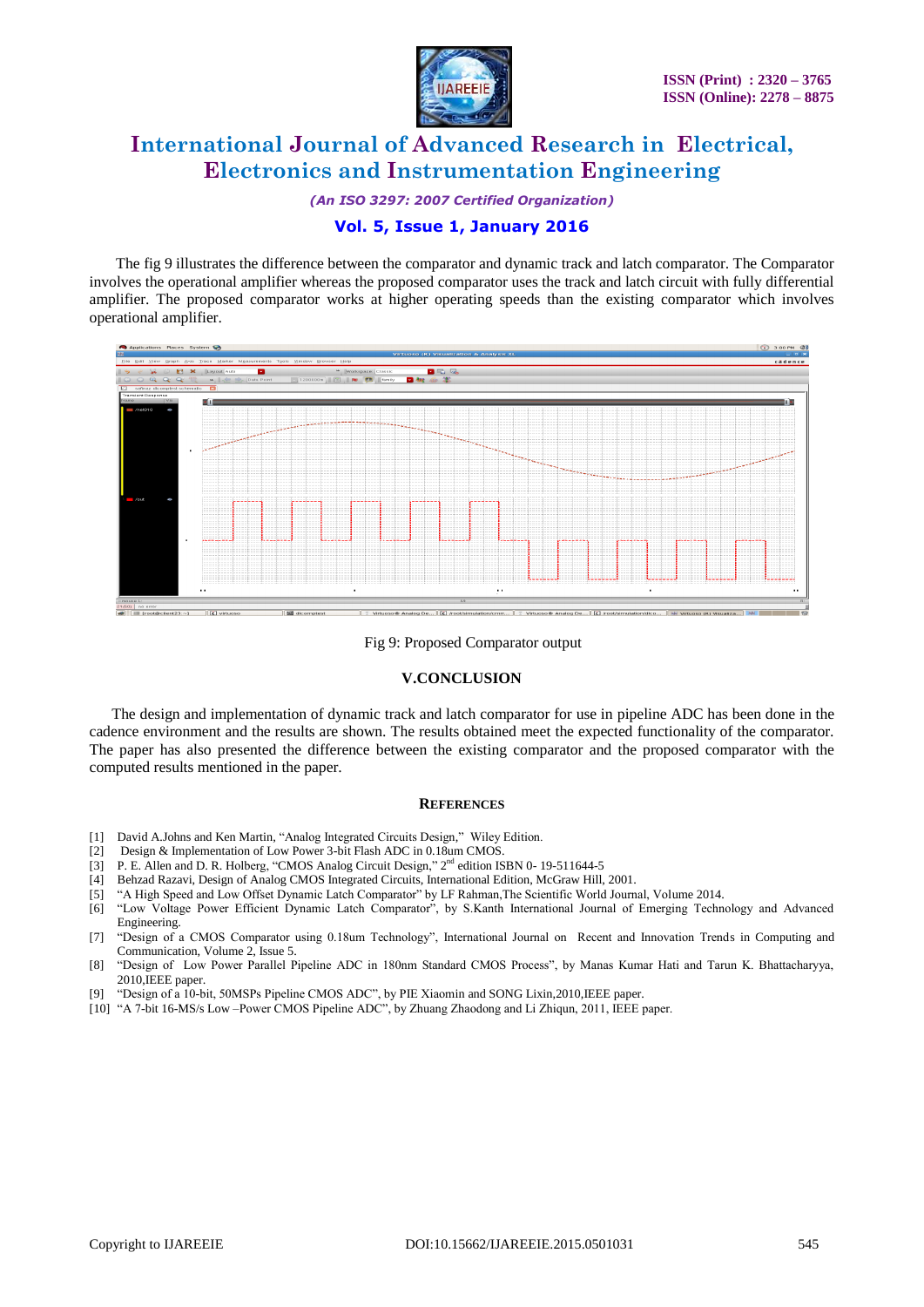The fig 9 illustrates the difference between the comparator and dynamic track and latch comparator. The Comparator involves the operational amplifier whereas the proposed comparator uses the track and latch circuit with fully differential amplifier. The proposed comparator works at higher operating speeds than the existing comparator which involves operational amplifier.

Fig 9: Proposed Comparator output

## V.CONCLUSION

The design and implementation of dynamic track and latch comparator for use in pipeline ADC has been done in the cadence environment and the results are shown. The results obtained meet the expected functionality of the comparator. The paper has also presented the difference between the existing comparator and the proposed comparator with the computed results mentioned in the paper.

## REFERENCES

[1] David A.Johns and Ken Martin, "Analog Integrated Circuits Design," Wiley Edition.
[2] Design & Implementation of Low Power 3-bit Flash ADC in 0.18um CMOS.
[3] P. E. Allen and D. R. Holberg, "CMOS Analog Circuit Design," 2nd edition ISBN 0- 19-511644-5
[4] Behzad Razavi, Design of Analog CMOS Integrated Circuits, International Edition, McGraw Hill, 2001.
[5] "A High Speed and Low Offset Dynamic Latch Comparator" by LF Rahman,The Scientific World Journal, Volume 2014.
[6] "Low Voltage Power Efficient Dynamic Latch Comparator", by S.Kanth International Journal of Emerging Technology and Advanced Engineering.
[7] "Design of a CMOS Comparator using 0.18um Technology", International Journal on Recent and Innovation Trends in Computing and Communication, Volume 2, Issue 5.
[8] "Design of Low Power Parallel Pipeline ADC in 180nm Standard CMOS Process", by Manas Kumar Hati and Tarun K. Bhattacharyya, 2010,IEEE paper.
[9] "Design of a 10-bit, 50MSPs Pipeline CMOS ADC", by PIE Xiaomin and SONG Lixin,2010,IEEE paper.
[10] "A 7-bit 16-MS/s Low –Power CMOS Pipeline ADC", by Zhuang Zhaodong and Li Zhiqun, 2011, IEEE paper.